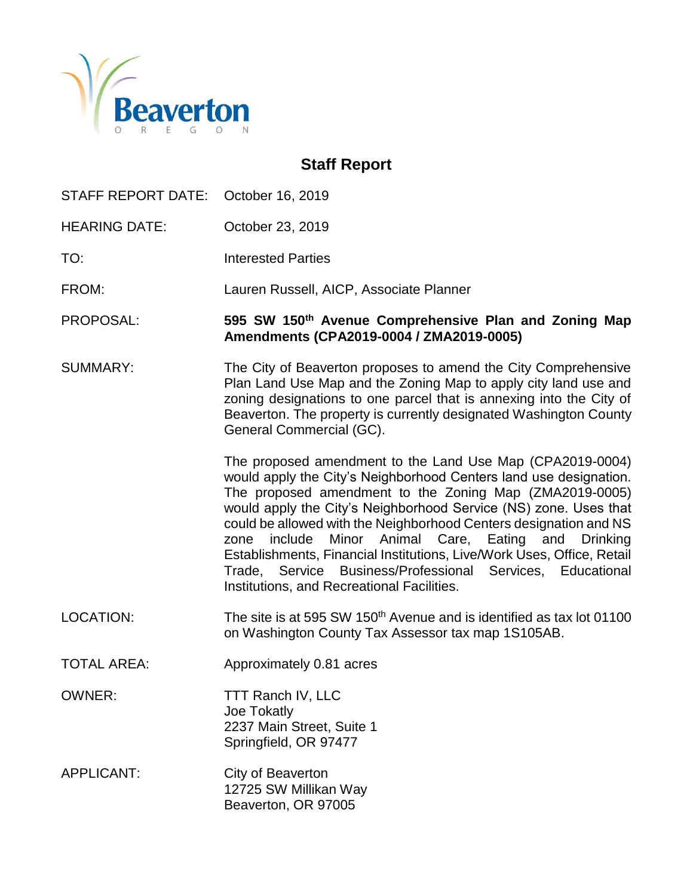Beaverton
OREGON

# Staff Report

| | |
|---|---|
| STAFF REPORT DATE: | October 16, 2019 |
| HEARING DATE: | October 23, 2019 |
| TO: | Interested Parties |
| FROM: | Lauren Russell, AICP, Associate Planner |
| PROPOSAL: | **595 SW 150th Avenue Comprehensive Plan and Zoning Map Amendments (CPA2019-0004 / ZMA2019-0005)** |
| SUMMARY: | The City of Beaverton proposes to amend the City Comprehensive Plan Land Use Map and the Zoning Map to apply city land use and zoning designations to one parcel that is annexing into the City of Beaverton. The property is currently designated Washington County General Commercial (GC).<br><br>The proposed amendment to the Land Use Map (CPA2019-0004) would apply the City's Neighborhood Centers land use designation. The proposed amendment to the Zoning Map (ZMA2019-0005) would apply the City's Neighborhood Service (NS) zone. Uses that could be allowed with the Neighborhood Centers designation and NS zone include Minor Animal Care, Eating and Drinking Establishments, Financial Institutions, Live/Work Uses, Office, Retail Trade, Service Business/Professional Services, Educational Institutions, and Recreational Facilities. |
| LOCATION: | The site is at 595 SW 150th Avenue and is identified as tax lot 01100 on Washington County Tax Assessor tax map 1S105AB. |
| TOTAL AREA: | Approximately 0.81 acres |
| OWNER: | TTT Ranch IV, LLC<br>Joe Tokatly<br>2237 Main Street, Suite 1<br>Springfield, OR 97477 |
| APPLICANT: | City of Beaverton<br>12725 SW Millikan Way<br>Beaverton, OR 97005 |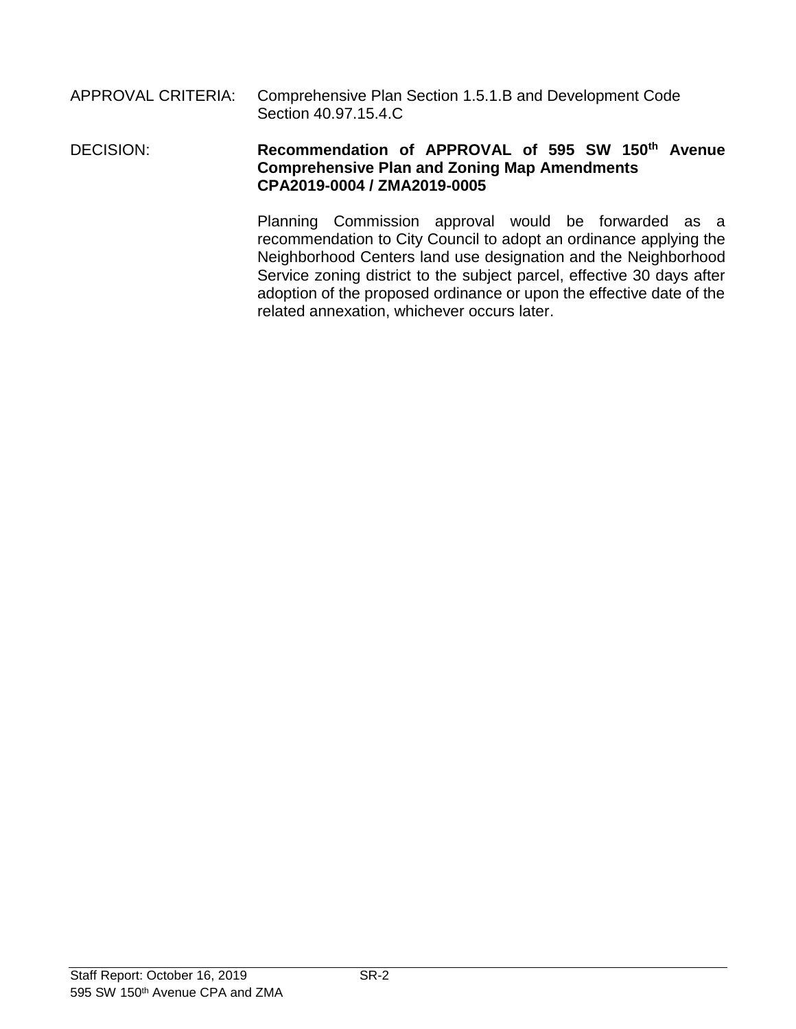APPROVAL CRITERIA: Comprehensive Plan Section 1.5.1.B and Development Code Section 40.97.15.4.C

DECISION: **Recommendation of APPROVAL of 595 SW 150th Avenue Comprehensive Plan and Zoning Map Amendments CPA2019-0004 / ZMA2019-0005**

Planning Commission approval would be forwarded as a recommendation to City Council to adopt an ordinance applying the Neighborhood Centers land use designation and the Neighborhood Service zoning district to the subject parcel, effective 30 days after adoption of the proposed ordinance or upon the effective date of the related annexation, whichever occurs later.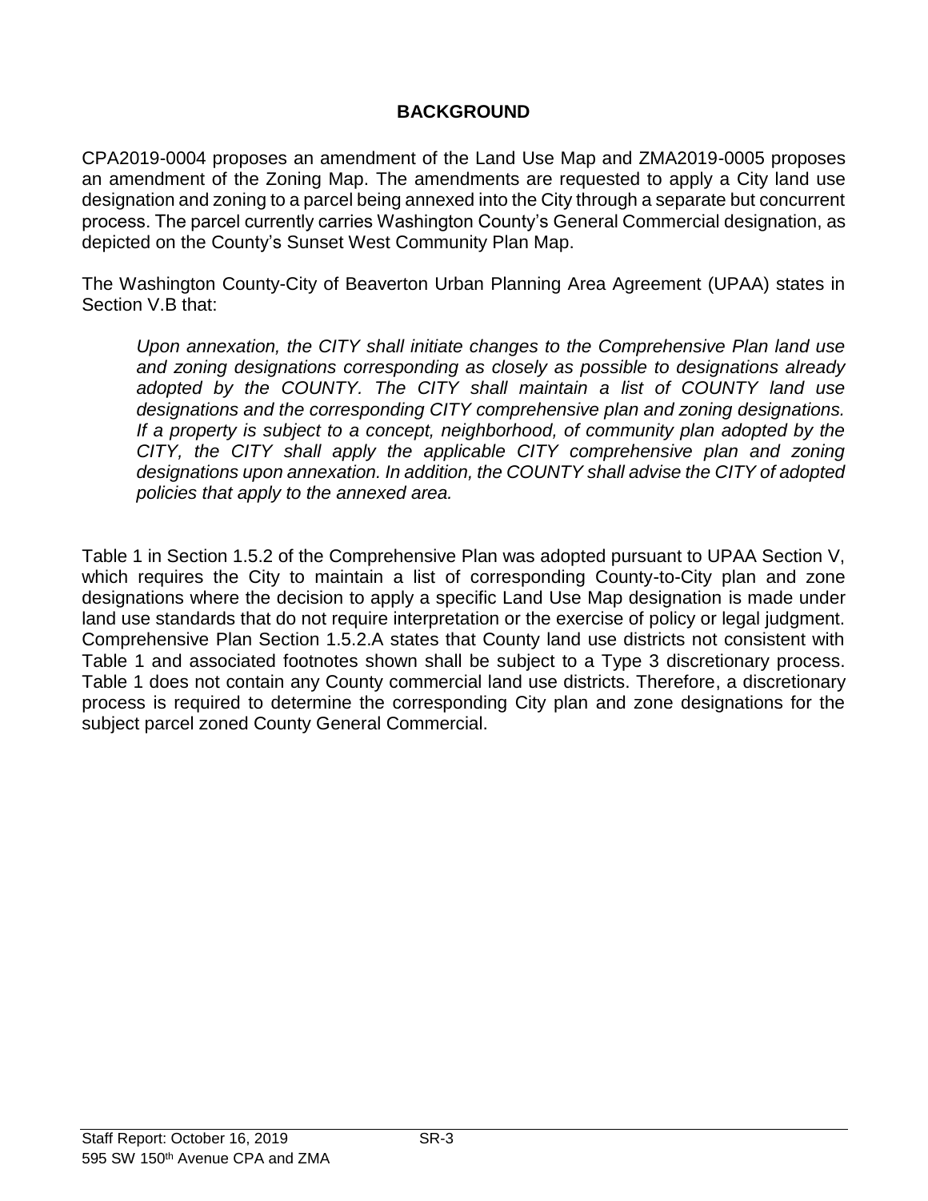## BACKGROUND

CPA2019-0004 proposes an amendment of the Land Use Map and ZMA2019-0005 proposes an amendment of the Zoning Map. The amendments are requested to apply a City land use designation and zoning to a parcel being annexed into the City through a separate but concurrent process. The parcel currently carries Washington County's General Commercial designation, as depicted on the County's Sunset West Community Plan Map.

The Washington County-City of Beaverton Urban Planning Area Agreement (UPAA) states in Section V.B that:

> *Upon annexation, the CITY shall initiate changes to the Comprehensive Plan land use and zoning designations corresponding as closely as possible to designations already adopted by the COUNTY. The CITY shall maintain a list of COUNTY land use designations and the corresponding CITY comprehensive plan and zoning designations. If a property is subject to a concept, neighborhood, of community plan adopted by the CITY, the CITY shall apply the applicable CITY comprehensive plan and zoning designations upon annexation. In addition, the COUNTY shall advise the CITY of adopted policies that apply to the annexed area.*

Table 1 in Section 1.5.2 of the Comprehensive Plan was adopted pursuant to UPAA Section V, which requires the City to maintain a list of corresponding County-to-City plan and zone designations where the decision to apply a specific Land Use Map designation is made under land use standards that do not require interpretation or the exercise of policy or legal judgment. Comprehensive Plan Section 1.5.2.A states that County land use districts not consistent with Table 1 and associated footnotes shown shall be subject to a Type 3 discretionary process. Table 1 does not contain any County commercial land use districts. Therefore, a discretionary process is required to determine the corresponding City plan and zone designations for the subject parcel zoned County General Commercial.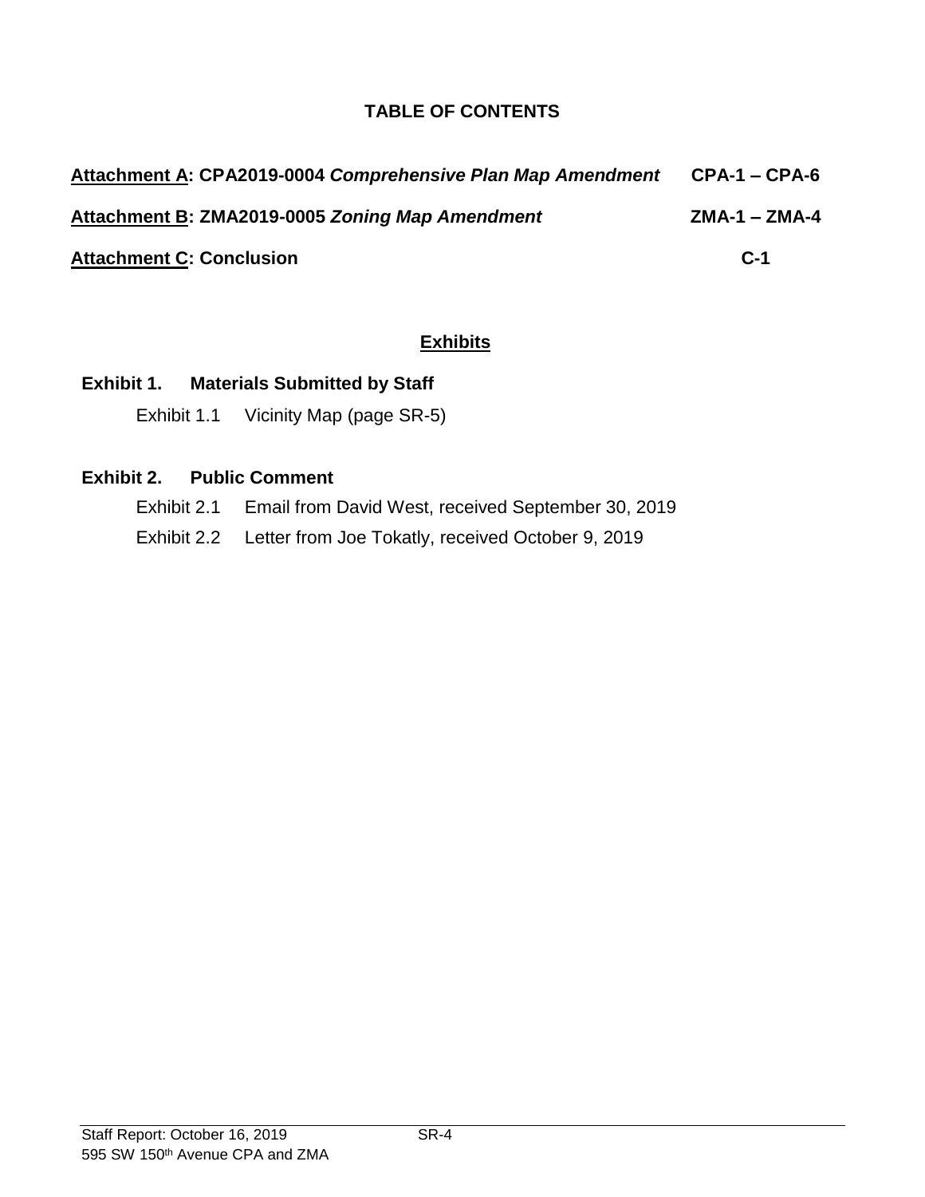## TABLE OF CONTENTS

**Attachment A: CPA2019-0004 *Comprehensive Plan Map Amendment*** **CPA-1 – CPA-6**

**Attachment B: ZMA2019-0005 *Zoning Map Amendment*** **ZMA-1 – ZMA-4**

**Attachment C: Conclusion** **C-1**

## Exhibits

**Exhibit 1. Materials Submitted by Staff**

Exhibit 1.1 Vicinity Map (page SR-5)

**Exhibit 2. Public Comment**

Exhibit 2.1 Email from David West, received September 30, 2019

Exhibit 2.2 Letter from Joe Tokatly, received October 9, 2019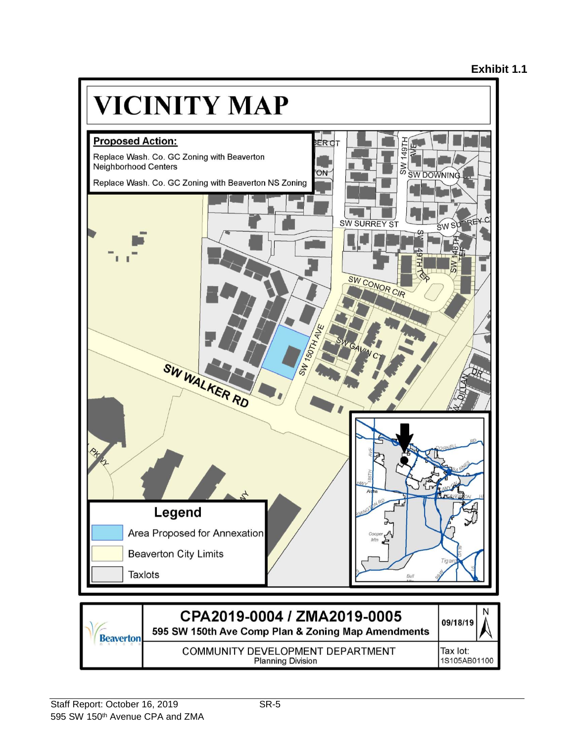**Exhibit 1.1**

# VICINITY MAP

**Proposed Action:**

Replace Wash. Co. GC Zoning with Beaverton Neighborhood Centers

Replace Wash. Co. GC Zoning with Beaverton NS Zoning

SW 149TH AVE

SW DOWNING ST

SW SURREY ST

SW SURREY CT

SW 149TH TER

SW 148TH TER

SW CONOR CIR

SW 150TH AVE

SW GAVIN CT

SW WALKER RD

SW DILLAN DR

**Legend**

- Area Proposed for Annexation
- Beaverton City Limits
- Taxlots

| CPA2019-0004 / ZMA2019-0005<br>595 SW 150th Ave Comp Plan & Zoning Map Amendments | 09/18/19 | N |
|---|---|---|
| COMMUNITY DEVELOPMENT DEPARTMENT<br>Planning Division | Tax lot:<br>1S105AB01100 | |

Staff Report: October 16, 2019
595 SW 150th Avenue CPA and ZMA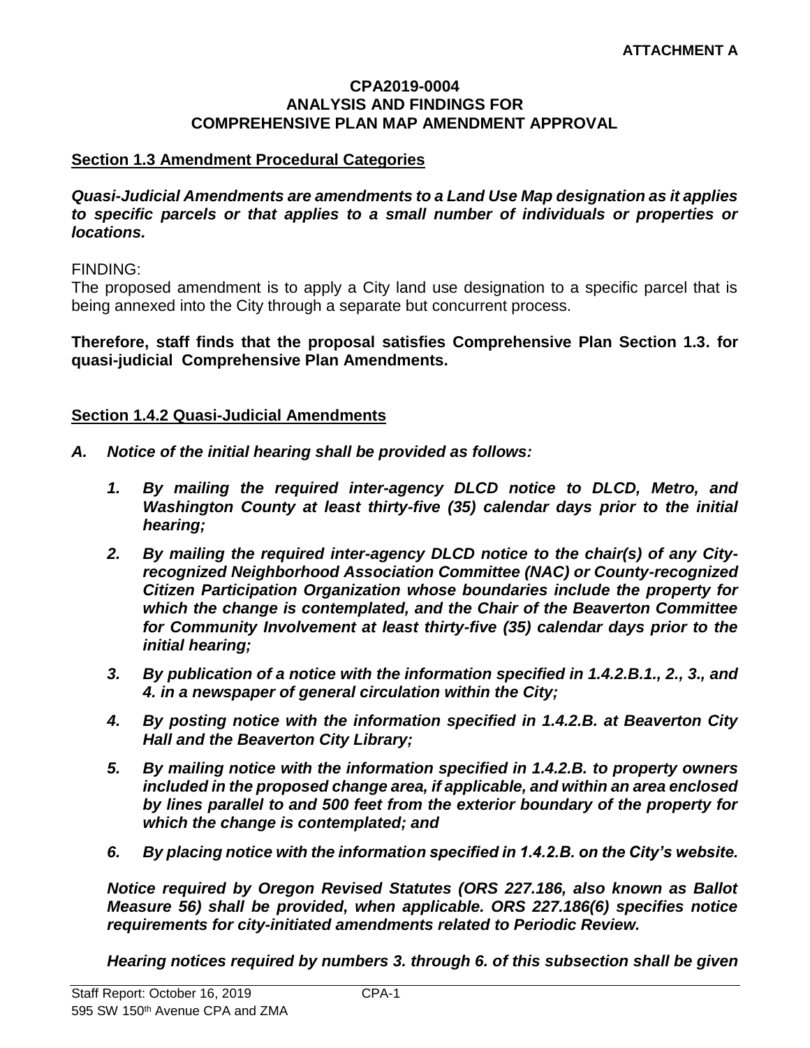**ATTACHMENT A**

**CPA2019-0004**
**ANALYSIS AND FINDINGS FOR**
**COMPREHENSIVE PLAN MAP AMENDMENT APPROVAL**

**Section 1.3 Amendment Procedural Categories**

***Quasi-Judicial Amendments are amendments to a Land Use Map designation as it applies to specific parcels or that applies to a small number of individuals or properties or locations.***

FINDING:
The proposed amendment is to apply a City land use designation to a specific parcel that is being annexed into the City through a separate but concurrent process.

**Therefore, staff finds that the proposal satisfies Comprehensive Plan Section 1.3. for quasi-judicial Comprehensive Plan Amendments.**

**Section 1.4.2 Quasi-Judicial Amendments**

***A. Notice of the initial hearing shall be provided as follows:***

***1. By mailing the required inter-agency DLCD notice to DLCD, Metro, and Washington County at least thirty-five (35) calendar days prior to the initial hearing;***

***2. By mailing the required inter-agency DLCD notice to the chair(s) of any City-recognized Neighborhood Association Committee (NAC) or County-recognized Citizen Participation Organization whose boundaries include the property for which the change is contemplated, and the Chair of the Beaverton Committee for Community Involvement at least thirty-five (35) calendar days prior to the initial hearing;***

***3. By publication of a notice with the information specified in 1.4.2.B.1., 2., 3., and 4. in a newspaper of general circulation within the City;***

***4. By posting notice with the information specified in 1.4.2.B. at Beaverton City Hall and the Beaverton City Library;***

***5. By mailing notice with the information specified in 1.4.2.B. to property owners included in the proposed change area, if applicable, and within an area enclosed by lines parallel to and 500 feet from the exterior boundary of the property for which the change is contemplated; and***

***6. By placing notice with the information specified in 1.4.2.B. on the City's website.***

***Notice required by Oregon Revised Statutes (ORS 227.186, also known as Ballot Measure 56) shall be provided, when applicable. ORS 227.186(6) specifies notice requirements for city-initiated amendments related to Periodic Review.***

***Hearing notices required by numbers 3. through 6. of this subsection shall be given***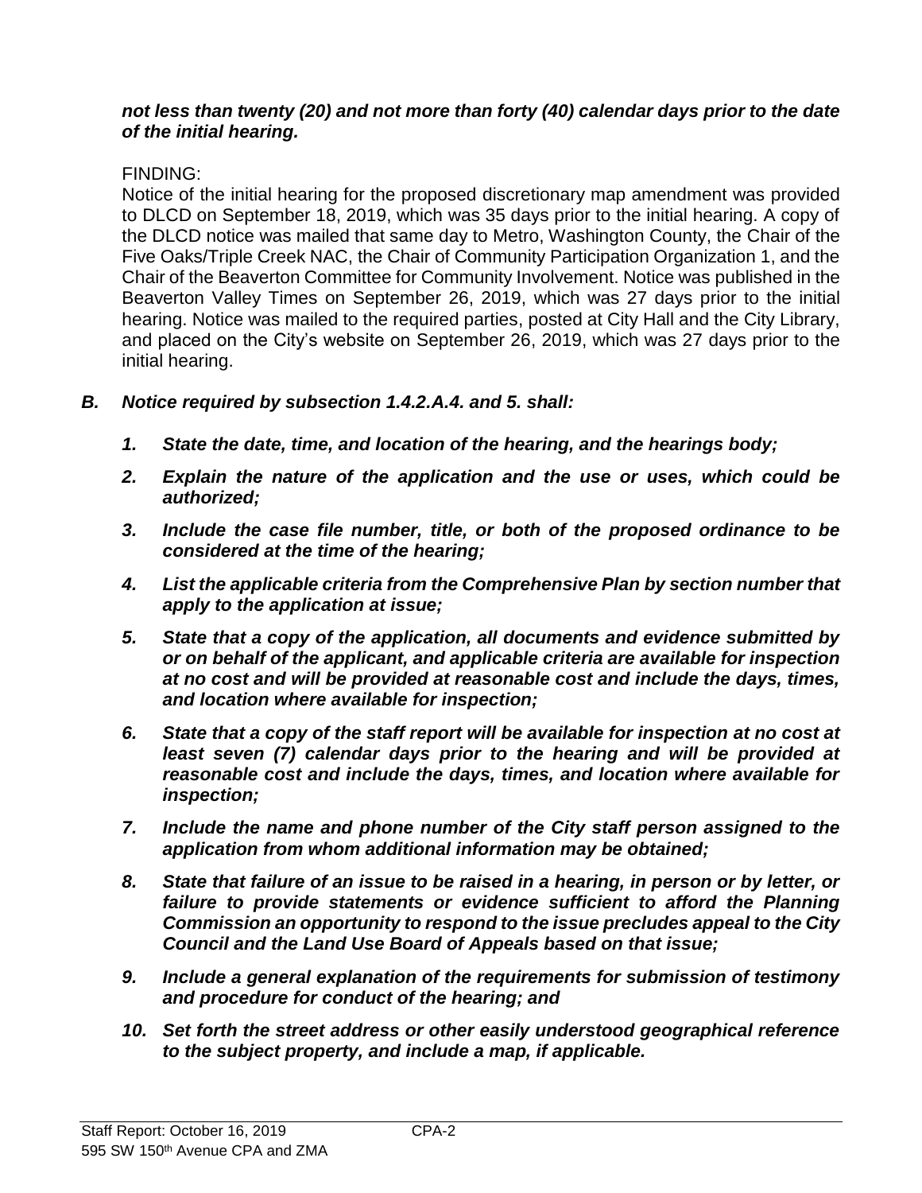***not less than twenty (20) and not more than forty (40) calendar days prior to the date of the initial hearing.***

FINDING:

Notice of the initial hearing for the proposed discretionary map amendment was provided to DLCD on September 18, 2019, which was 35 days prior to the initial hearing. A copy of the DLCD notice was mailed that same day to Metro, Washington County, the Chair of the Five Oaks/Triple Creek NAC, the Chair of Community Participation Organization 1, and the Chair of the Beaverton Committee for Community Involvement. Notice was published in the Beaverton Valley Times on September 26, 2019, which was 27 days prior to the initial hearing. Notice was mailed to the required parties, posted at City Hall and the City Library, and placed on the City's website on September 26, 2019, which was 27 days prior to the initial hearing.

***B. Notice required by subsection 1.4.2.A.4. and 5. shall:***

1. ***State the date, time, and location of the hearing, and the hearings body;***
2. ***Explain the nature of the application and the use or uses, which could be authorized;***
3. ***Include the case file number, title, or both of the proposed ordinance to be considered at the time of the hearing;***
4. ***List the applicable criteria from the Comprehensive Plan by section number that apply to the application at issue;***
5. ***State that a copy of the application, all documents and evidence submitted by or on behalf of the applicant, and applicable criteria are available for inspection at no cost and will be provided at reasonable cost and include the days, times, and location where available for inspection;***
6. ***State that a copy of the staff report will be available for inspection at no cost at least seven (7) calendar days prior to the hearing and will be provided at reasonable cost and include the days, times, and location where available for inspection;***
7. ***Include the name and phone number of the City staff person assigned to the application from whom additional information may be obtained;***
8. ***State that failure of an issue to be raised in a hearing, in person or by letter, or failure to provide statements or evidence sufficient to afford the Planning Commission an opportunity to respond to the issue precludes appeal to the City Council and the Land Use Board of Appeals based on that issue;***
9. ***Include a general explanation of the requirements for submission of testimony and procedure for conduct of the hearing; and***
10. ***Set forth the street address or other easily understood geographical reference to the subject property, and include a map, if applicable.***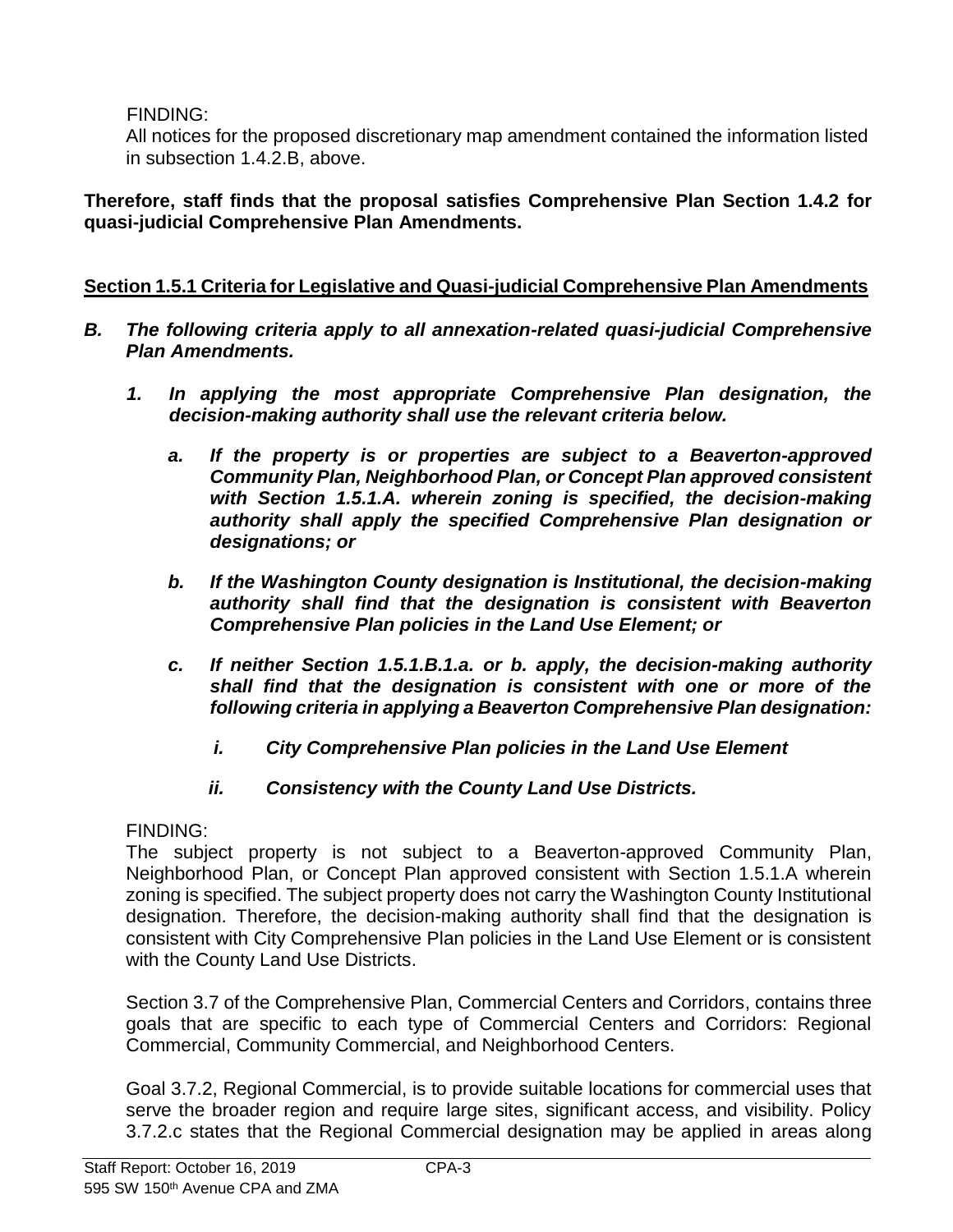FINDING:
All notices for the proposed discretionary map amendment contained the information listed in subsection 1.4.2.B, above.

**Therefore, staff finds that the proposal satisfies Comprehensive Plan Section 1.4.2 for quasi-judicial Comprehensive Plan Amendments.**

**Section 1.5.1 Criteria for Legislative and Quasi-judicial Comprehensive Plan Amendments**

***B. The following criteria apply to all annexation-related quasi-judicial Comprehensive Plan Amendments.***

***1. In applying the most appropriate Comprehensive Plan designation, the decision-making authority shall use the relevant criteria below.***

***a. If the property is or properties are subject to a Beaverton-approved Community Plan, Neighborhood Plan, or Concept Plan approved consistent with Section 1.5.1.A. wherein zoning is specified, the decision-making authority shall apply the specified Comprehensive Plan designation or designations; or***

***b. If the Washington County designation is Institutional, the decision-making authority shall find that the designation is consistent with Beaverton Comprehensive Plan policies in the Land Use Element; or***

***c. If neither Section 1.5.1.B.1.a. or b. apply, the decision-making authority shall find that the designation is consistent with one or more of the following criteria in applying a Beaverton Comprehensive Plan designation:***

***i. City Comprehensive Plan policies in the Land Use Element***

***ii. Consistency with the County Land Use Districts.***

FINDING:
The subject property is not subject to a Beaverton-approved Community Plan, Neighborhood Plan, or Concept Plan approved consistent with Section 1.5.1.A wherein zoning is specified. The subject property does not carry the Washington County Institutional designation. Therefore, the decision-making authority shall find that the designation is consistent with City Comprehensive Plan policies in the Land Use Element or is consistent with the County Land Use Districts.

Section 3.7 of the Comprehensive Plan, Commercial Centers and Corridors, contains three goals that are specific to each type of Commercial Centers and Corridors: Regional Commercial, Community Commercial, and Neighborhood Centers.

Goal 3.7.2, Regional Commercial, is to provide suitable locations for commercial uses that serve the broader region and require large sites, significant access, and visibility. Policy 3.7.2.c states that the Regional Commercial designation may be applied in areas along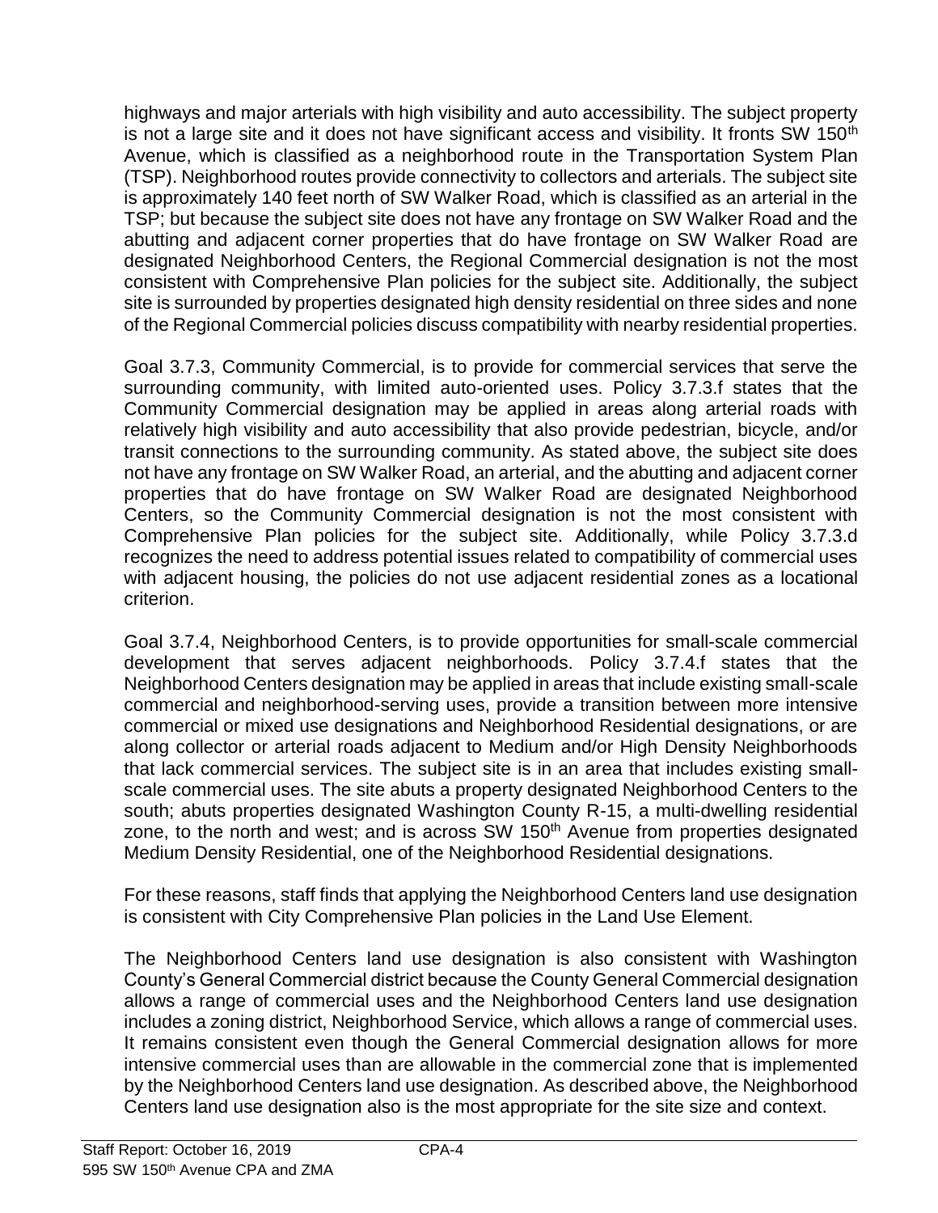highways and major arterials with high visibility and auto accessibility. The subject property is not a large site and it does not have significant access and visibility. It fronts SW 150th Avenue, which is classified as a neighborhood route in the Transportation System Plan (TSP). Neighborhood routes provide connectivity to collectors and arterials. The subject site is approximately 140 feet north of SW Walker Road, which is classified as an arterial in the TSP; but because the subject site does not have any frontage on SW Walker Road and the abutting and adjacent corner properties that do have frontage on SW Walker Road are designated Neighborhood Centers, the Regional Commercial designation is not the most consistent with Comprehensive Plan policies for the subject site. Additionally, the subject site is surrounded by properties designated high density residential on three sides and none of the Regional Commercial policies discuss compatibility with nearby residential properties.

Goal 3.7.3, Community Commercial, is to provide for commercial services that serve the surrounding community, with limited auto-oriented uses. Policy 3.7.3.f states that the Community Commercial designation may be applied in areas along arterial roads with relatively high visibility and auto accessibility that also provide pedestrian, bicycle, and/or transit connections to the surrounding community. As stated above, the subject site does not have any frontage on SW Walker Road, an arterial, and the abutting and adjacent corner properties that do have frontage on SW Walker Road are designated Neighborhood Centers, so the Community Commercial designation is not the most consistent with Comprehensive Plan policies for the subject site. Additionally, while Policy 3.7.3.d recognizes the need to address potential issues related to compatibility of commercial uses with adjacent housing, the policies do not use adjacent residential zones as a locational criterion.

Goal 3.7.4, Neighborhood Centers, is to provide opportunities for small-scale commercial development that serves adjacent neighborhoods. Policy 3.7.4.f states that the Neighborhood Centers designation may be applied in areas that include existing small-scale commercial and neighborhood-serving uses, provide a transition between more intensive commercial or mixed use designations and Neighborhood Residential designations, or are along collector or arterial roads adjacent to Medium and/or High Density Neighborhoods that lack commercial services. The subject site is in an area that includes existing small-scale commercial uses. The site abuts a property designated Neighborhood Centers to the south; abuts properties designated Washington County R-15, a multi-dwelling residential zone, to the north and west; and is across SW 150th Avenue from properties designated Medium Density Residential, one of the Neighborhood Residential designations.

For these reasons, staff finds that applying the Neighborhood Centers land use designation is consistent with City Comprehensive Plan policies in the Land Use Element.

The Neighborhood Centers land use designation is also consistent with Washington County's General Commercial district because the County General Commercial designation allows a range of commercial uses and the Neighborhood Centers land use designation includes a zoning district, Neighborhood Service, which allows a range of commercial uses. It remains consistent even though the General Commercial designation allows for more intensive commercial uses than are allowable in the commercial zone that is implemented by the Neighborhood Centers land use designation. As described above, the Neighborhood Centers land use designation also is the most appropriate for the site size and context.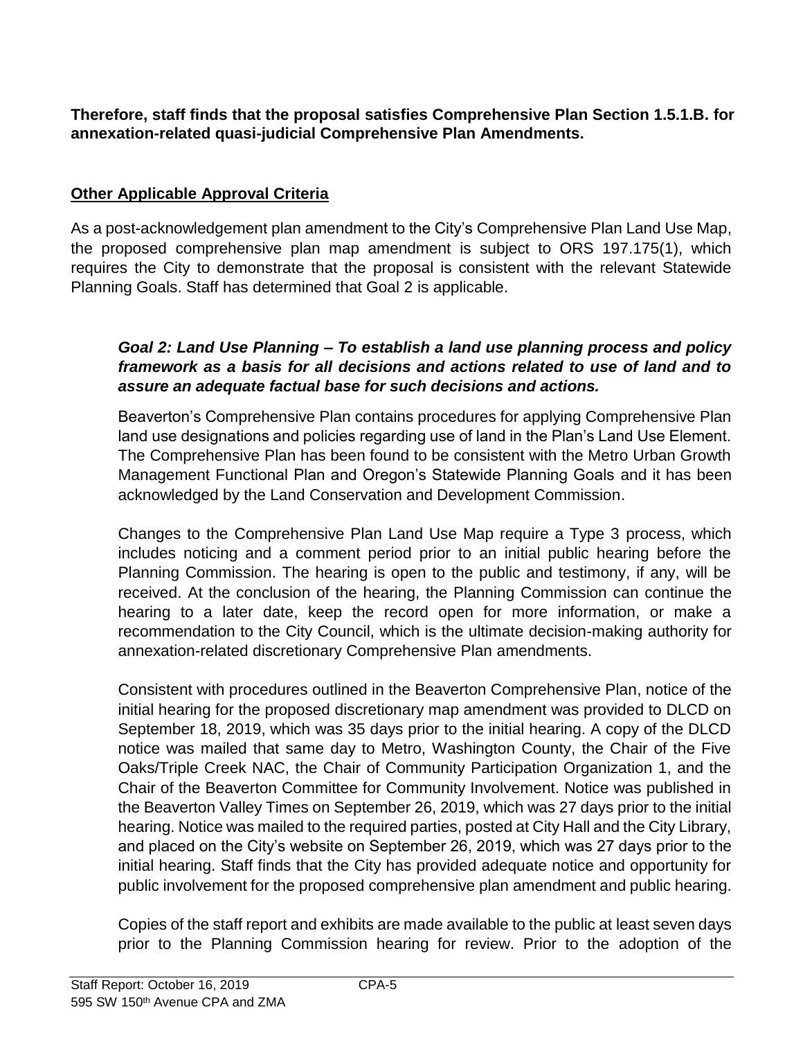**Therefore, staff finds that the proposal satisfies Comprehensive Plan Section 1.5.1.B. for annexation-related quasi-judicial Comprehensive Plan Amendments.**

## Other Applicable Approval Criteria

As a post-acknowledgement plan amendment to the City's Comprehensive Plan Land Use Map, the proposed comprehensive plan map amendment is subject to ORS 197.175(1), which requires the City to demonstrate that the proposal is consistent with the relevant Statewide Planning Goals. Staff has determined that Goal 2 is applicable.

> ***Goal 2: Land Use Planning – To establish a land use planning process and policy framework as a basis for all decisions and actions related to use of land and to assure an adequate factual base for such decisions and actions.***
>
> Beaverton's Comprehensive Plan contains procedures for applying Comprehensive Plan land use designations and policies regarding use of land in the Plan's Land Use Element. The Comprehensive Plan has been found to be consistent with the Metro Urban Growth Management Functional Plan and Oregon's Statewide Planning Goals and it has been acknowledged by the Land Conservation and Development Commission.
>
> Changes to the Comprehensive Plan Land Use Map require a Type 3 process, which includes noticing and a comment period prior to an initial public hearing before the Planning Commission. The hearing is open to the public and testimony, if any, will be received. At the conclusion of the hearing, the Planning Commission can continue the hearing to a later date, keep the record open for more information, or make a recommendation to the City Council, which is the ultimate decision-making authority for annexation-related discretionary Comprehensive Plan amendments.
>
> Consistent with procedures outlined in the Beaverton Comprehensive Plan, notice of the initial hearing for the proposed discretionary map amendment was provided to DLCD on September 18, 2019, which was 35 days prior to the initial hearing. A copy of the DLCD notice was mailed that same day to Metro, Washington County, the Chair of the Five Oaks/Triple Creek NAC, the Chair of Community Participation Organization 1, and the Chair of the Beaverton Committee for Community Involvement. Notice was published in the Beaverton Valley Times on September 26, 2019, which was 27 days prior to the initial hearing. Notice was mailed to the required parties, posted at City Hall and the City Library, and placed on the City's website on September 26, 2019, which was 27 days prior to the initial hearing. Staff finds that the City has provided adequate notice and opportunity for public involvement for the proposed comprehensive plan amendment and public hearing.
>
> Copies of the staff report and exhibits are made available to the public at least seven days prior to the Planning Commission hearing for review. Prior to the adoption of the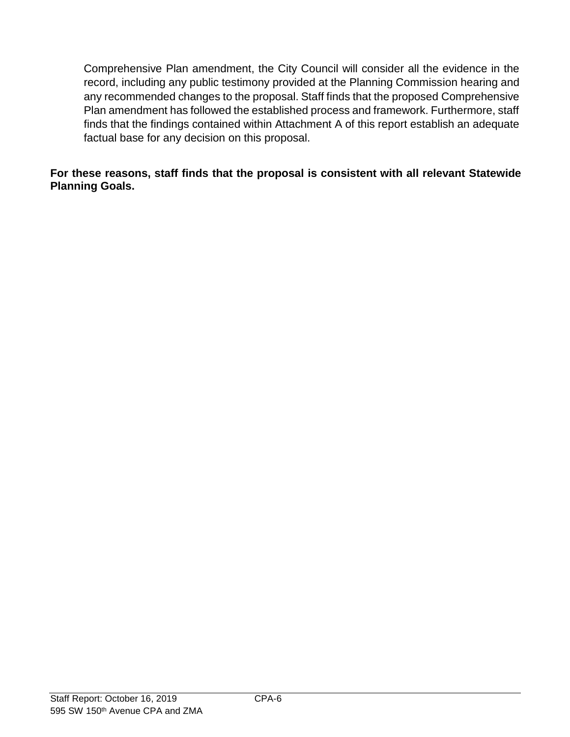Comprehensive Plan amendment, the City Council will consider all the evidence in the record, including any public testimony provided at the Planning Commission hearing and any recommended changes to the proposal. Staff finds that the proposed Comprehensive Plan amendment has followed the established process and framework. Furthermore, staff finds that the findings contained within Attachment A of this report establish an adequate factual base for any decision on this proposal.

**For these reasons, staff finds that the proposal is consistent with all relevant Statewide Planning Goals.**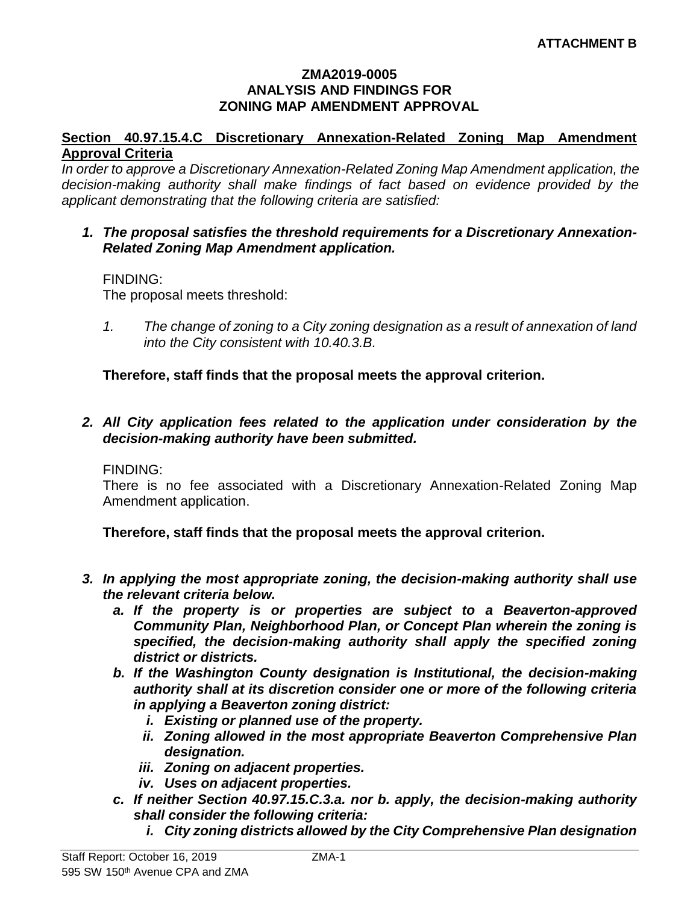**ATTACHMENT B**

**ZMA2019-0005**
**ANALYSIS AND FINDINGS FOR**
**ZONING MAP AMENDMENT APPROVAL**

**Section 40.97.15.4.C Discretionary Annexation-Related Zoning Map Amendment Approval Criteria**

*In order to approve a Discretionary Annexation-Related Zoning Map Amendment application, the decision-making authority shall make findings of fact based on evidence provided by the applicant demonstrating that the following criteria are satisfied:*

1. ***The proposal satisfies the threshold requirements for a Discretionary Annexation-Related Zoning Map Amendment application.***

   FINDING:
   The proposal meets threshold:

   *1. The change of zoning to a City zoning designation as a result of annexation of land into the City consistent with 10.40.3.B.*

   **Therefore, staff finds that the proposal meets the approval criterion.**

2. ***All City application fees related to the application under consideration by the decision-making authority have been submitted.***

   FINDING:
   There is no fee associated with a Discretionary Annexation-Related Zoning Map Amendment application.

   **Therefore, staff finds that the proposal meets the approval criterion.**

3. ***In applying the most appropriate zoning, the decision-making authority shall use the relevant criteria below.***
   a. ***If the property is or properties are subject to a Beaverton-approved Community Plan, Neighborhood Plan, or Concept Plan wherein the zoning is specified, the decision-making authority shall apply the specified zoning district or districts.***
   b. ***If the Washington County designation is Institutional, the decision-making authority shall at its discretion consider one or more of the following criteria in applying a Beaverton zoning district:***
      i. ***Existing or planned use of the property.***
      ii. ***Zoning allowed in the most appropriate Beaverton Comprehensive Plan designation.***
      iii. ***Zoning on adjacent properties.***
      iv. ***Uses on adjacent properties.***
   c. ***If neither Section 40.97.15.C.3.a. nor b. apply, the decision-making authority shall consider the following criteria:***
      i. ***City zoning districts allowed by the City Comprehensive Plan designation***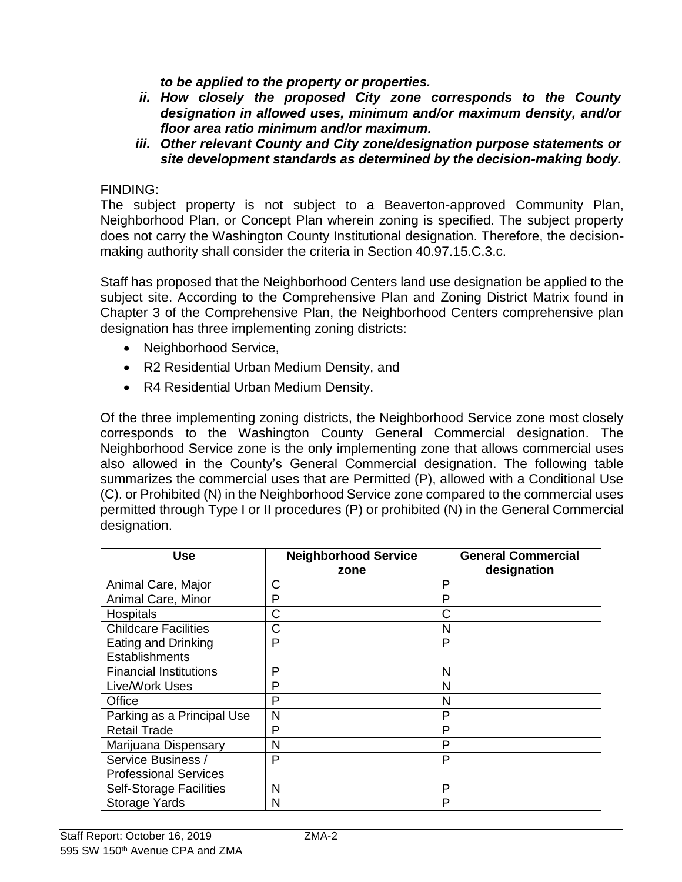***to be applied to the property or properties.***

***ii. How closely the proposed City zone corresponds to the County designation in allowed uses, minimum and/or maximum density, and/or floor area ratio minimum and/or maximum.***

***iii. Other relevant County and City zone/designation purpose statements or site development standards as determined by the decision-making body.***

FINDING:

The subject property is not subject to a Beaverton-approved Community Plan, Neighborhood Plan, or Concept Plan wherein zoning is specified. The subject property does not carry the Washington County Institutional designation. Therefore, the decision-making authority shall consider the criteria in Section 40.97.15.C.3.c.

Staff has proposed that the Neighborhood Centers land use designation be applied to the subject site. According to the Comprehensive Plan and Zoning District Matrix found in Chapter 3 of the Comprehensive Plan, the Neighborhood Centers comprehensive plan designation has three implementing zoning districts:

- Neighborhood Service,
- R2 Residential Urban Medium Density, and
- R4 Residential Urban Medium Density.

Of the three implementing zoning districts, the Neighborhood Service zone most closely corresponds to the Washington County General Commercial designation. The Neighborhood Service zone is the only implementing zone that allows commercial uses also allowed in the County's General Commercial designation. The following table summarizes the commercial uses that are Permitted (P), allowed with a Conditional Use (C). or Prohibited (N) in the Neighborhood Service zone compared to the commercial uses permitted through Type I or II procedures (P) or prohibited (N) in the General Commercial designation.

| Use | Neighborhood Service zone | General Commercial designation |
|---|---|---|
| Animal Care, Major | C | P |
| Animal Care, Minor | P | P |
| Hospitals | C | C |
| Childcare Facilities | C | N |
| Eating and Drinking Establishments | P | P |
| Financial Institutions | P | N |
| Live/Work Uses | P | N |
| Office | P | N |
| Parking as a Principal Use | N | P |
| Retail Trade | P | P |
| Marijuana Dispensary | N | P |
| Service Business / Professional Services | P | P |
| Self-Storage Facilities | N | P |
| Storage Yards | N | P |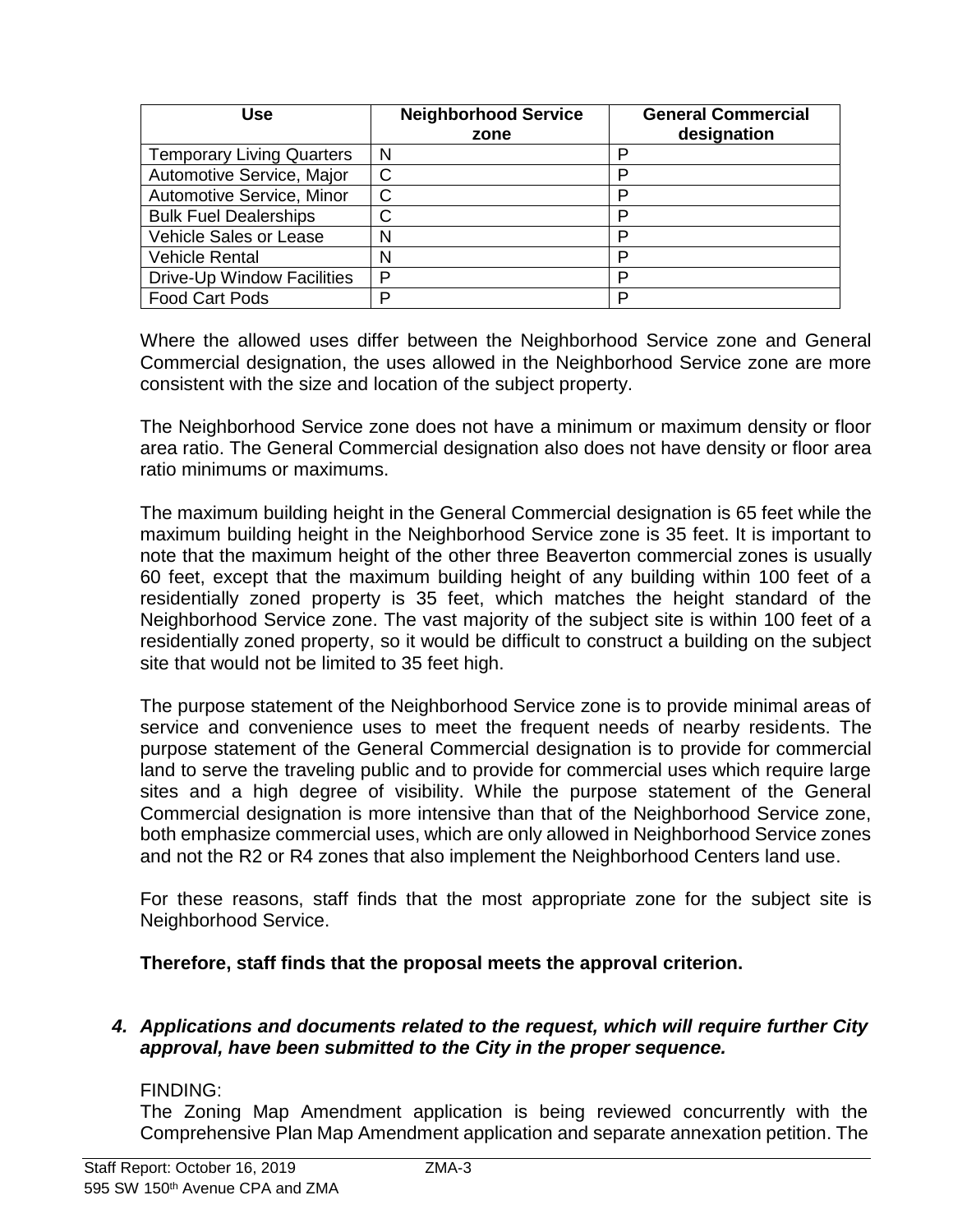| Use | Neighborhood Service zone | General Commercial designation |
|---|---|---|
| Temporary Living Quarters | N | P |
| Automotive Service, Major | C | P |
| Automotive Service, Minor | C | P |
| Bulk Fuel Dealerships | C | P |
| Vehicle Sales or Lease | N | P |
| Vehicle Rental | N | P |
| Drive-Up Window Facilities | P | P |
| Food Cart Pods | P | P |

Where the allowed uses differ between the Neighborhood Service zone and General Commercial designation, the uses allowed in the Neighborhood Service zone are more consistent with the size and location of the subject property.

The Neighborhood Service zone does not have a minimum or maximum density or floor area ratio. The General Commercial designation also does not have density or floor area ratio minimums or maximums.

The maximum building height in the General Commercial designation is 65 feet while the maximum building height in the Neighborhood Service zone is 35 feet. It is important to note that the maximum height of the other three Beaverton commercial zones is usually 60 feet, except that the maximum building height of any building within 100 feet of a residentially zoned property is 35 feet, which matches the height standard of the Neighborhood Service zone. The vast majority of the subject site is within 100 feet of a residentially zoned property, so it would be difficult to construct a building on the subject site that would not be limited to 35 feet high.

The purpose statement of the Neighborhood Service zone is to provide minimal areas of service and convenience uses to meet the frequent needs of nearby residents. The purpose statement of the General Commercial designation is to provide for commercial land to serve the traveling public and to provide for commercial uses which require large sites and a high degree of visibility. While the purpose statement of the General Commercial designation is more intensive than that of the Neighborhood Service zone, both emphasize commercial uses, which are only allowed in Neighborhood Service zones and not the R2 or R4 zones that also implement the Neighborhood Centers land use.

For these reasons, staff finds that the most appropriate zone for the subject site is Neighborhood Service.

**Therefore, staff finds that the proposal meets the approval criterion.**

***4. Applications and documents related to the request, which will require further City approval, have been submitted to the City in the proper sequence.***

FINDING:

The Zoning Map Amendment application is being reviewed concurrently with the Comprehensive Plan Map Amendment application and separate annexation petition. The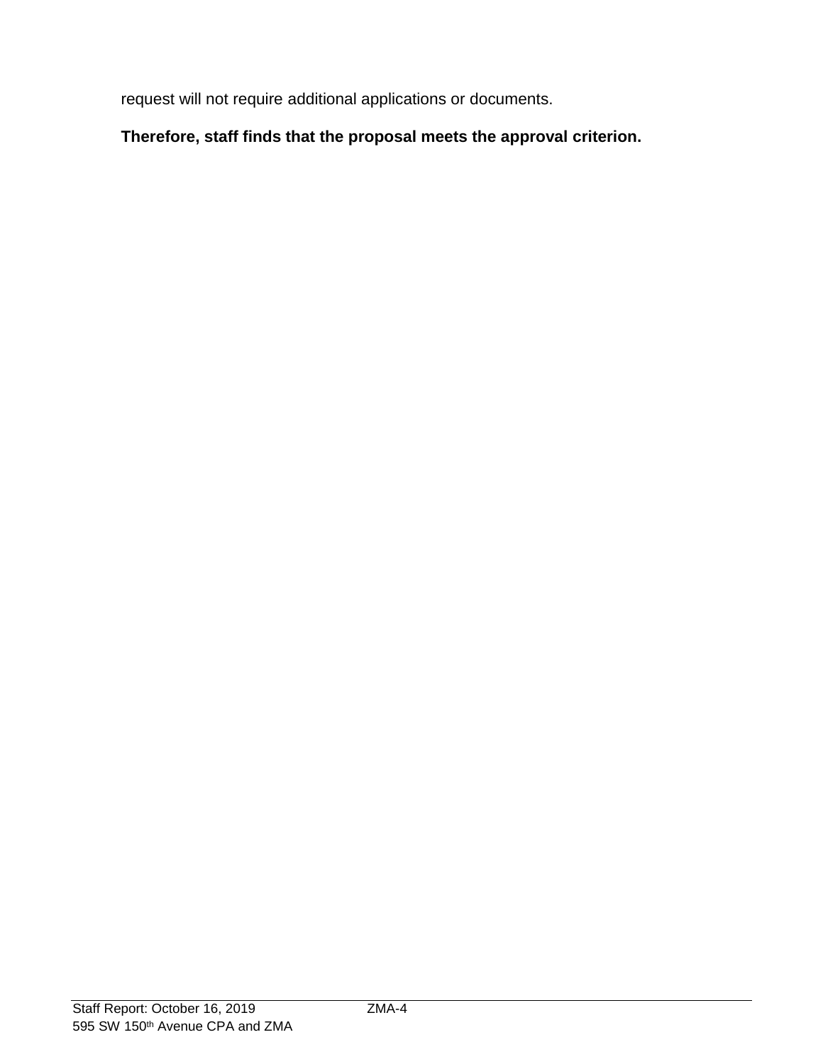request will not require additional applications or documents.

**Therefore, staff finds that the proposal meets the approval criterion.**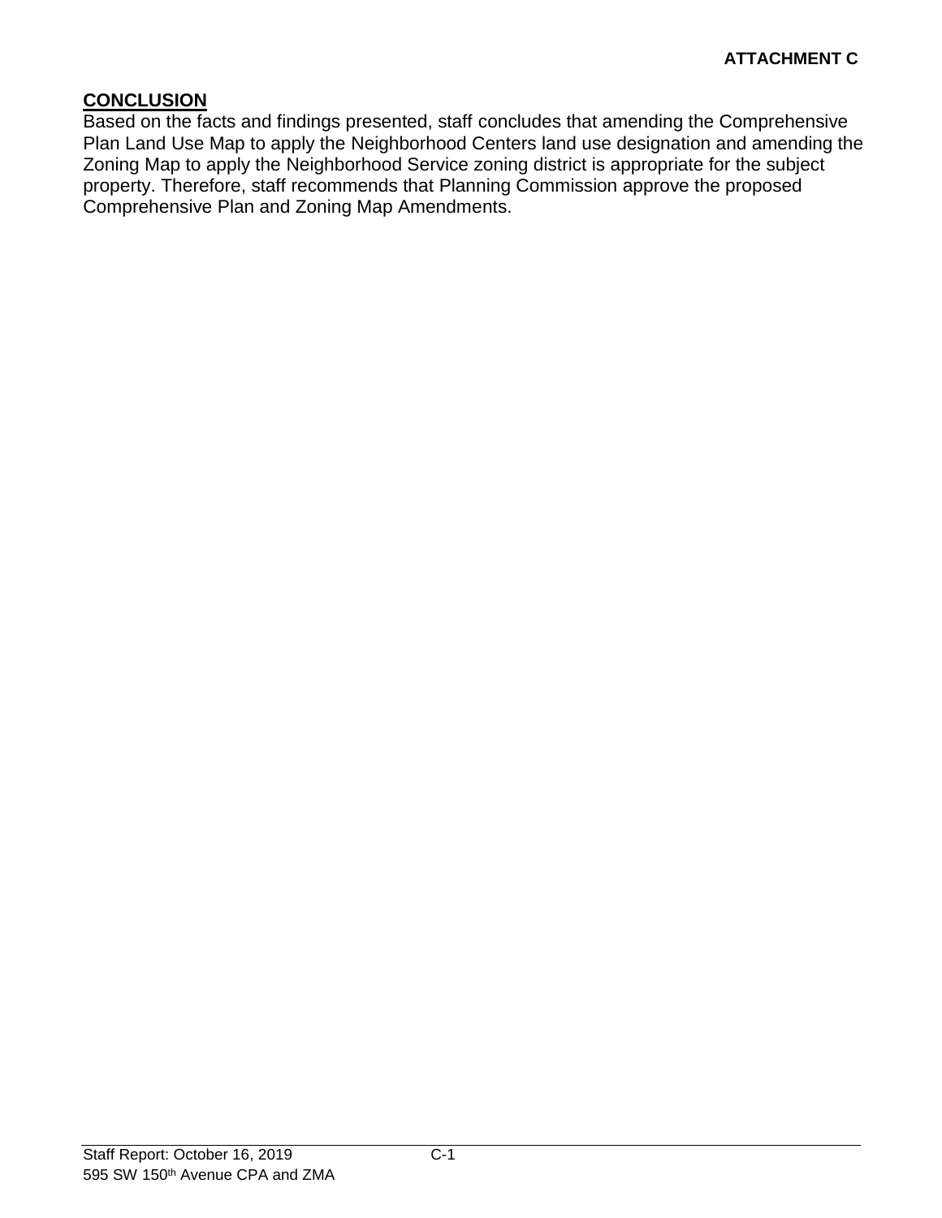**ATTACHMENT C**

## CONCLUSION

Based on the facts and findings presented, staff concludes that amending the Comprehensive Plan Land Use Map to apply the Neighborhood Centers land use designation and amending the Zoning Map to apply the Neighborhood Service zoning district is appropriate for the subject property. Therefore, staff recommends that Planning Commission approve the proposed Comprehensive Plan and Zoning Map Amendments.